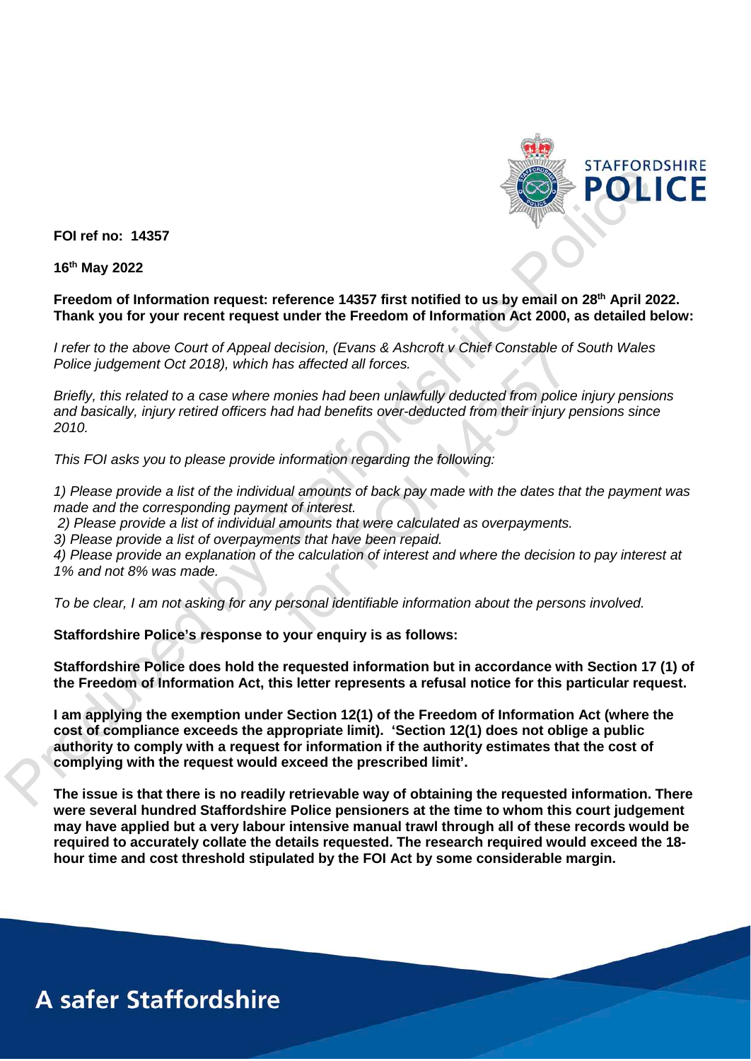**FOI ref no: 14357**

**16th May 2022**

**Freedom of Information request: reference 14357 first notified to us by email on 28th April 2022. Thank you for your recent request under the Freedom of Information Act 2000, as detailed below:**

*I refer to the above Court of Appeal decision, (Evans & Ashcroft v Chief Constable of South Wales Police judgement Oct 2018), which has affected all forces.*

*Briefly, this related to a case where monies had been unlawfully deducted from police injury pensions and basically, injury retired officers had had benefits over-deducted from their injury pensions since 2010.*

*This FOI asks you to please provide information regarding the following:*

*1) Please provide a list of the individual amounts of back pay made with the dates that the payment was made and the corresponding payment of interest.*
*2) Please provide a list of individual amounts that were calculated as overpayments.*
*3) Please provide a list of overpayments that have been repaid.*
*4) Please provide an explanation of the calculation of interest and where the decision to pay interest at 1% and not 8% was made.*

*To be clear, I am not asking for any personal identifiable information about the persons involved.*

**Staffordshire Police's response to your enquiry is as follows:**

**Staffordshire Police does hold the requested information but in accordance with Section 17 (1) of the Freedom of Information Act, this letter represents a refusal notice for this particular request.**

**I am applying the exemption under Section 12(1) of the Freedom of Information Act (where the cost of compliance exceeds the appropriate limit). 'Section 12(1) does not oblige a public authority to comply with a request for information if the authority estimates that the cost of complying with the request would exceed the prescribed limit'.**

**The issue is that there is no readily retrievable way of obtaining the requested information. There were several hundred Staffordshire Police pensioners at the time to whom this court judgement may have applied but a very labour intensive manual trawl through all of these records would be required to accurately collate the details requested. The research required would exceed the 18-hour time and cost threshold stipulated by the FOI Act by some considerable margin.**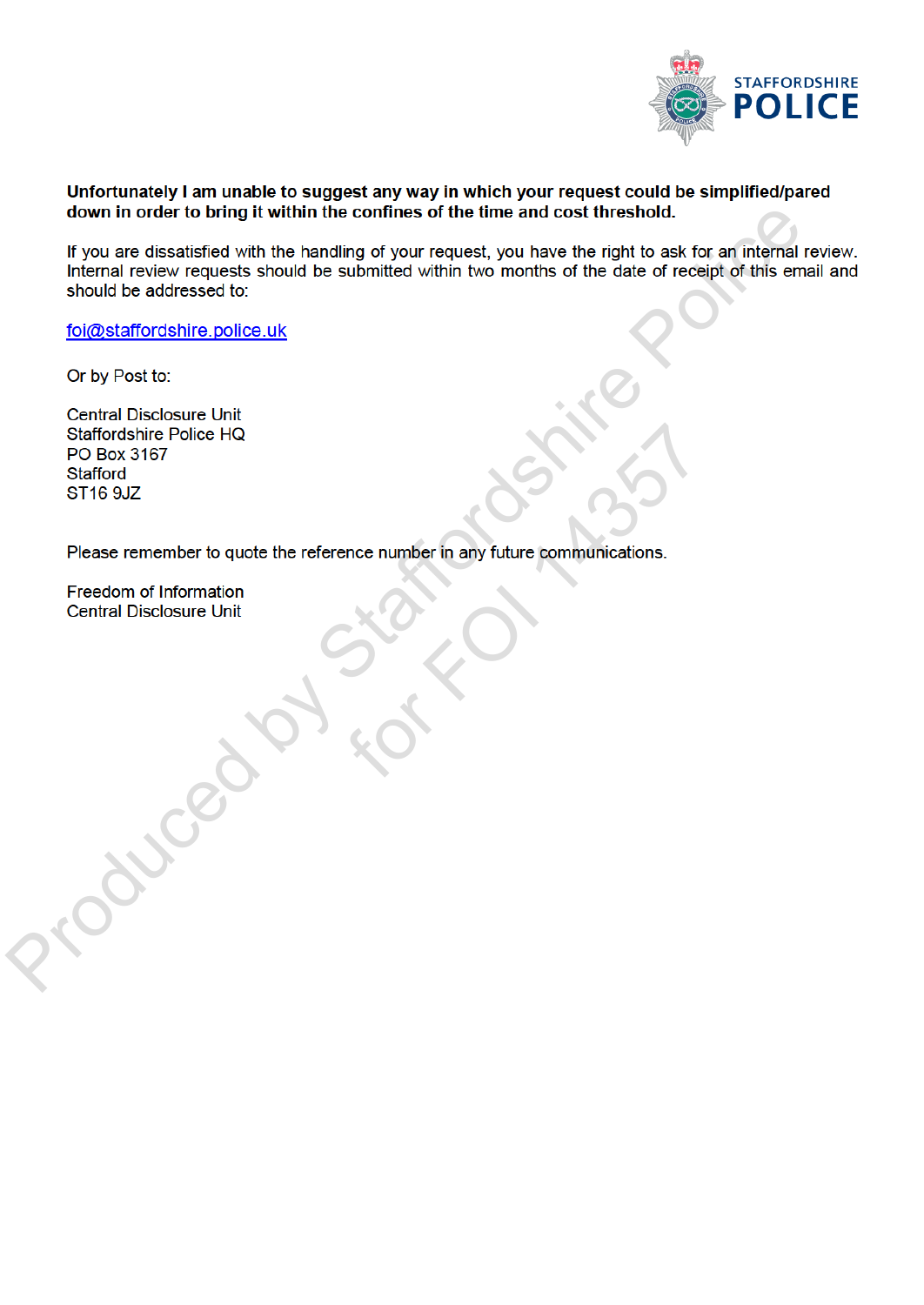**Unfortunately I am unable to suggest any way in which your request could be simplified/pared down in order to bring it within the confines of the time and cost threshold.**

If you are dissatisfied with the handling of your request, you have the right to ask for an internal review. Internal review requests should be submitted within two months of the date of receipt of this email and should be addressed to:

foi@staffordshire.police.uk

Or by Post to:

Central Disclosure Unit
Staffordshire Police HQ
PO Box 3167
Stafford
ST16 9JZ

Please remember to quote the reference number in any future communications.

Freedom of Information
Central Disclosure Unit